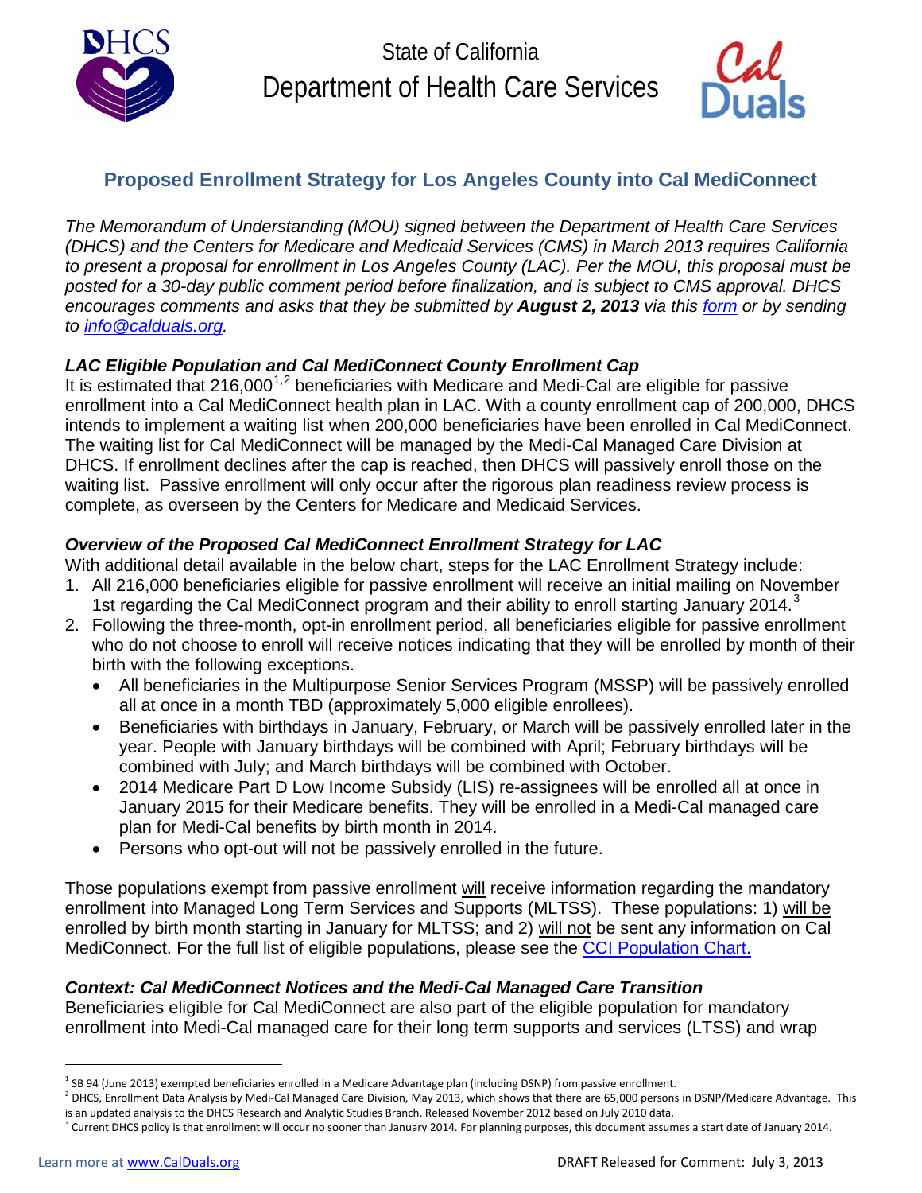State of California

Department of Health Care Services

## Proposed Enrollment Strategy for Los Angeles County into Cal MediConnect

*The Memorandum of Understanding (MOU) signed between the Department of Health Care Services (DHCS) and the Centers for Medicare and Medicaid Services (CMS) in March 2013 requires California to present a proposal for enrollment in Los Angeles County (LAC). Per the MOU, this proposal must be posted for a 30-day public comment period before finalization, and is subject to CMS approval. DHCS encourages comments and asks that they be submitted by **August 2, 2013** via this [form](form) or by sending to [info@calduals.org](mailto:info@calduals.org).*

### *LAC Eligible Population and Cal MediConnect County Enrollment Cap*

It is estimated that 216,000[1,2] beneficiaries with Medicare and Medi-Cal are eligible for passive enrollment into a Cal MediConnect health plan in LAC. With a county enrollment cap of 200,000, DHCS intends to implement a waiting list when 200,000 beneficiaries have been enrolled in Cal MediConnect. The waiting list for Cal MediConnect will be managed by the Medi-Cal Managed Care Division at DHCS. If enrollment declines after the cap is reached, then DHCS will passively enroll those on the waiting list. Passive enrollment will only occur after the rigorous plan readiness review process is complete, as overseen by the Centers for Medicare and Medicaid Services.

### *Overview of the Proposed Cal MediConnect Enrollment Strategy for LAC*

With additional detail available in the below chart, steps for the LAC Enrollment Strategy include:

1. All 216,000 beneficiaries eligible for passive enrollment will receive an initial mailing on November 1st regarding the Cal MediConnect program and their ability to enroll starting January 2014.[3]
2. Following the three-month, opt-in enrollment period, all beneficiaries eligible for passive enrollment who do not choose to enroll will receive notices indicating that they will be enrolled by month of their birth with the following exceptions.
   - All beneficiaries in the Multipurpose Senior Services Program (MSSP) will be passively enrolled all at once in a month TBD (approximately 5,000 eligible enrollees).
   - Beneficiaries with birthdays in January, February, or March will be passively enrolled later in the year. People with January birthdays will be combined with April; February birthdays will be combined with July; and March birthdays will be combined with October.
   - 2014 Medicare Part D Low Income Subsidy (LIS) re-assignees will be enrolled all at once in January 2015 for their Medicare benefits. They will be enrolled in a Medi-Cal managed care plan for Medi-Cal benefits by birth month in 2014.
   - Persons who opt-out will not be passively enrolled in the future.

Those populations exempt from passive enrollment will receive information regarding the mandatory enrollment into Managed Long Term Services and Supports (MLTSS). These populations: 1) will be enrolled by birth month starting in January for MLTSS; and 2) will not be sent any information on Cal MediConnect. For the full list of eligible populations, please see the [CCI Population Chart.](CCI Population Chart)

### *Context: Cal MediConnect Notices and the Medi-Cal Managed Care Transition*

Beneficiaries eligible for Cal MediConnect are also part of the eligible population for mandatory enrollment into Medi-Cal managed care for their long term supports and services (LTSS) and wrap

---

[1] SB 94 (June 2013) exempted beneficiaries enrolled in a Medicare Advantage plan (including DSNP) from passive enrollment.

[2] DHCS, Enrollment Data Analysis by Medi-Cal Managed Care Division, May 2013, which shows that there are 65,000 persons in DSNP/Medicare Advantage. This is an updated analysis to the DHCS Research and Analytic Studies Branch. Released November 2012 based on July 2010 data.

[3] Current DHCS policy is that enrollment will occur no sooner than January 2014. For planning purposes, this document assumes a start date of January 2014.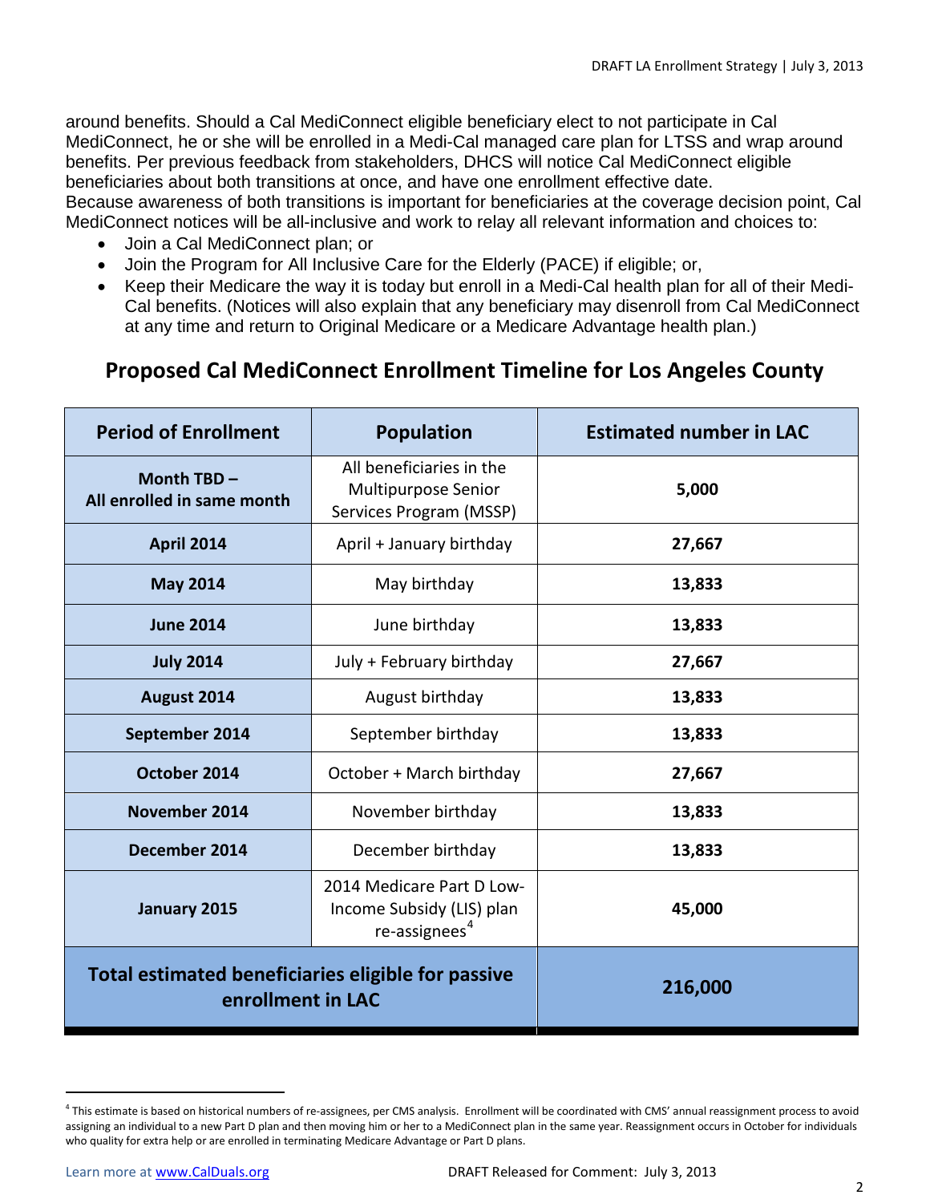around benefits. Should a Cal MediConnect eligible beneficiary elect to not participate in Cal MediConnect, he or she will be enrolled in a Medi-Cal managed care plan for LTSS and wrap around benefits. Per previous feedback from stakeholders, DHCS will notice Cal MediConnect eligible beneficiaries about both transitions at once, and have one enrollment effective date.
Because awareness of both transitions is important for beneficiaries at the coverage decision point, Cal MediConnect notices will be all-inclusive and work to relay all relevant information and choices to:

- Join a Cal MediConnect plan; or
- Join the Program for All Inclusive Care for the Elderly (PACE) if eligible; or,
- Keep their Medicare the way it is today but enroll in a Medi-Cal health plan for all of their Medi-Cal benefits. (Notices will also explain that any beneficiary may disenroll from Cal MediConnect at any time and return to Original Medicare or a Medicare Advantage health plan.)

## Proposed Cal MediConnect Enrollment Timeline for Los Angeles County

| Period of Enrollment | Population | Estimated number in LAC |
|---|---|---|
| **Month TBD – All enrolled in same month** | All beneficiaries in the Multipurpose Senior Services Program (MSSP) | **5,000** |
| **April 2014** | April + January birthday | **27,667** |
| **May 2014** | May birthday | **13,833** |
| **June 2014** | June birthday | **13,833** |
| **July 2014** | July + February birthday | **27,667** |
| **August 2014** | August birthday | **13,833** |
| **September 2014** | September birthday | **13,833** |
| **October 2014** | October + March birthday | **27,667** |
| **November 2014** | November birthday | **13,833** |
| **December 2014** | December birthday | **13,833** |
| **January 2015** | 2014 Medicare Part D Low-Income Subsidy (LIS) plan re-assignees[4] | **45,000** |
| **Total estimated beneficiaries eligible for passive enrollment in LAC** | | **216,000** |

[4] This estimate is based on historical numbers of re-assignees, per CMS analysis. Enrollment will be coordinated with CMS' annual reassignment process to avoid assigning an individual to a new Part D plan and then moving him or her to a MediConnect plan in the same year. Reassignment occurs in October for individuals who quality for extra help or are enrolled in terminating Medicare Advantage or Part D plans.